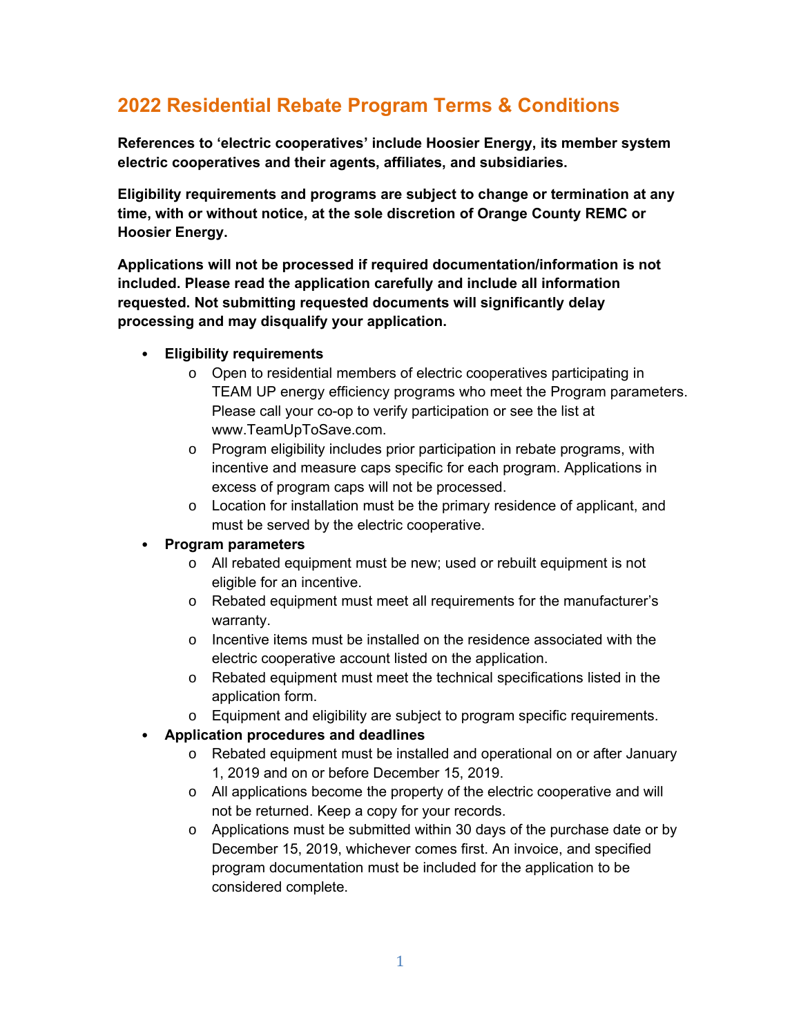# 2022 Residential Rebate Program Terms & Conditions

**References to 'electric cooperatives' include Hoosier Energy, its member system electric cooperatives and their agents, affiliates, and subsidiaries.**

**Eligibility requirements and programs are subject to change or termination at any time, with or without notice, at the sole discretion of Orange County REMC or Hoosier Energy.**

**Applications will not be processed if required documentation/information is not included. Please read the application carefully and include all information requested. Not submitting requested documents will significantly delay processing and may disqualify your application.**

- **Eligibility requirements**
  - Open to residential members of electric cooperatives participating in TEAM UP energy efficiency programs who meet the Program parameters. Please call your co-op to verify participation or see the list at www.TeamUpToSave.com.
  - Program eligibility includes prior participation in rebate programs, with incentive and measure caps specific for each program. Applications in excess of program caps will not be processed.
  - Location for installation must be the primary residence of applicant, and must be served by the electric cooperative.
- **Program parameters**
  - All rebated equipment must be new; used or rebuilt equipment is not eligible for an incentive.
  - Rebated equipment must meet all requirements for the manufacturer's warranty.
  - Incentive items must be installed on the residence associated with the electric cooperative account listed on the application.
  - Rebated equipment must meet the technical specifications listed in the application form.
  - Equipment and eligibility are subject to program specific requirements.
- **Application procedures and deadlines**
  - Rebated equipment must be installed and operational on or after January 1, 2019 and on or before December 15, 2019.
  - All applications become the property of the electric cooperative and will not be returned. Keep a copy for your records.
  - Applications must be submitted within 30 days of the purchase date or by December 15, 2019, whichever comes first. An invoice, and specified program documentation must be included for the application to be considered complete.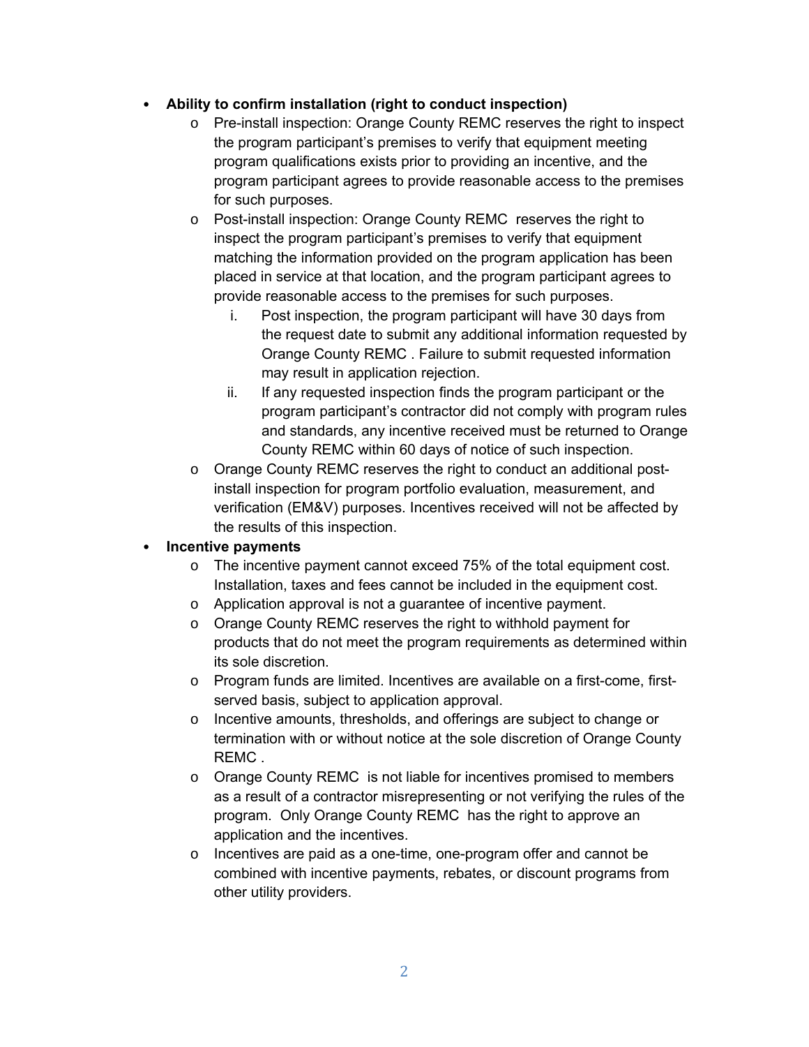- **Ability to confirm installation (right to conduct inspection)**
  - Pre-install inspection: Orange County REMC reserves the right to inspect the program participant's premises to verify that equipment meeting program qualifications exists prior to providing an incentive, and the program participant agrees to provide reasonable access to the premises for such purposes.
  - Post-install inspection: Orange County REMC reserves the right to inspect the program participant's premises to verify that equipment matching the information provided on the program application has been placed in service at that location, and the program participant agrees to provide reasonable access to the premises for such purposes.
    1. Post inspection, the program participant will have 30 days from the request date to submit any additional information requested by Orange County REMC . Failure to submit requested information may result in application rejection.
    2. If any requested inspection finds the program participant or the program participant's contractor did not comply with program rules and standards, any incentive received must be returned to Orange County REMC within 60 days of notice of such inspection.
  - Orange County REMC reserves the right to conduct an additional post-install inspection for program portfolio evaluation, measurement, and verification (EM&V) purposes. Incentives received will not be affected by the results of this inspection.
- **Incentive payments**
  - The incentive payment cannot exceed 75% of the total equipment cost. Installation, taxes and fees cannot be included in the equipment cost.
  - Application approval is not a guarantee of incentive payment.
  - Orange County REMC reserves the right to withhold payment for products that do not meet the program requirements as determined within its sole discretion.
  - Program funds are limited. Incentives are available on a first-come, first-served basis, subject to application approval.
  - Incentive amounts, thresholds, and offerings are subject to change or termination with or without notice at the sole discretion of Orange County REMC .
  - Orange County REMC is not liable for incentives promised to members as a result of a contractor misrepresenting or not verifying the rules of the program. Only Orange County REMC has the right to approve an application and the incentives.
  - Incentives are paid as a one-time, one-program offer and cannot be combined with incentive payments, rebates, or discount programs from other utility providers.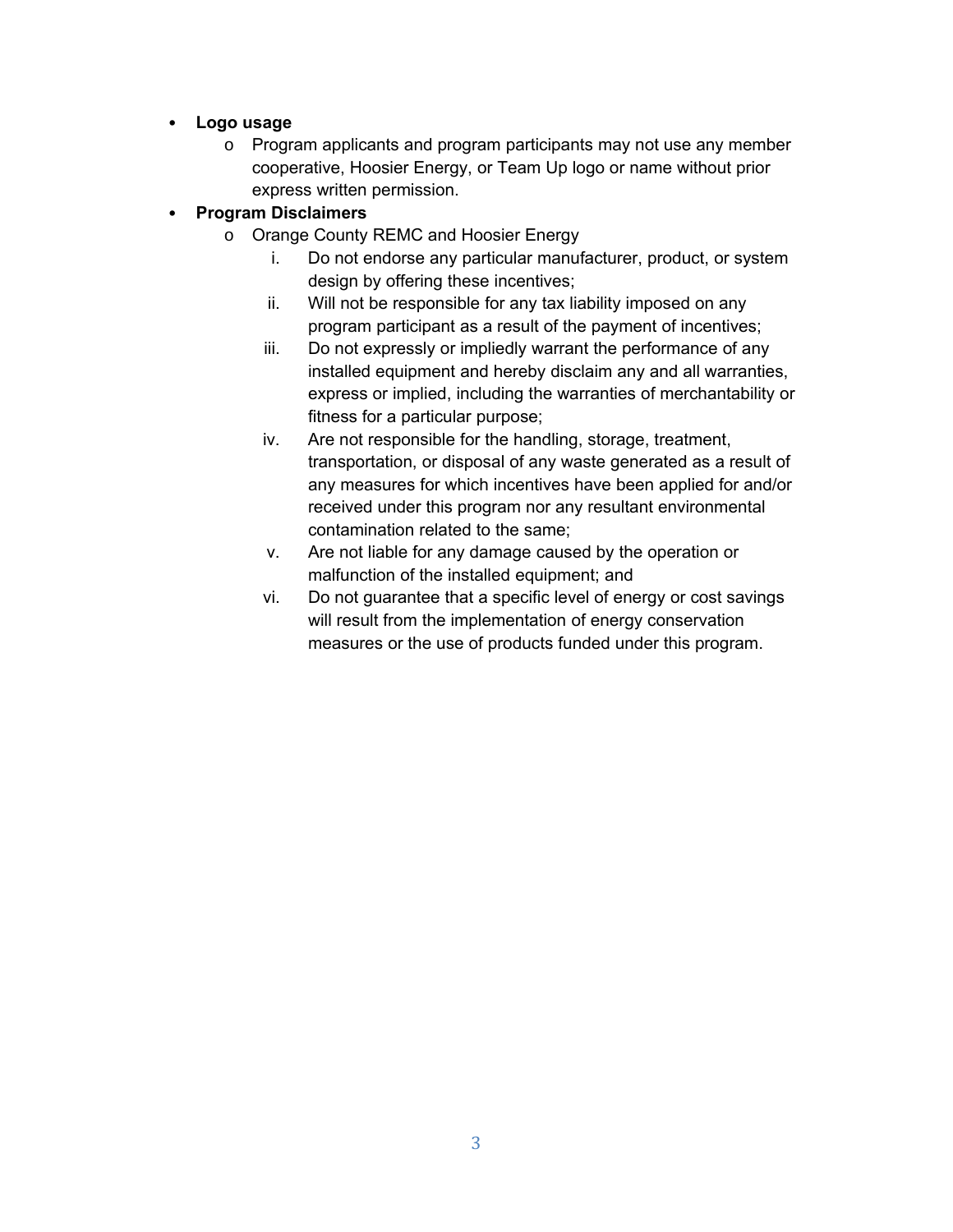- **Logo usage**
  - Program applicants and program participants may not use any member cooperative, Hoosier Energy, or Team Up logo or name without prior express written permission.
- **Program Disclaimers**
  - Orange County REMC and Hoosier Energy
    1. Do not endorse any particular manufacturer, product, or system design by offering these incentives;
    2. Will not be responsible for any tax liability imposed on any program participant as a result of the payment of incentives;
    3. Do not expressly or impliedly warrant the performance of any installed equipment and hereby disclaim any and all warranties, express or implied, including the warranties of merchantability or fitness for a particular purpose;
    4. Are not responsible for the handling, storage, treatment, transportation, or disposal of any waste generated as a result of any measures for which incentives have been applied for and/or received under this program nor any resultant environmental contamination related to the same;
    5. Are not liable for any damage caused by the operation or malfunction of the installed equipment; and
    6. Do not guarantee that a specific level of energy or cost savings will result from the implementation of energy conservation measures or the use of products funded under this program.